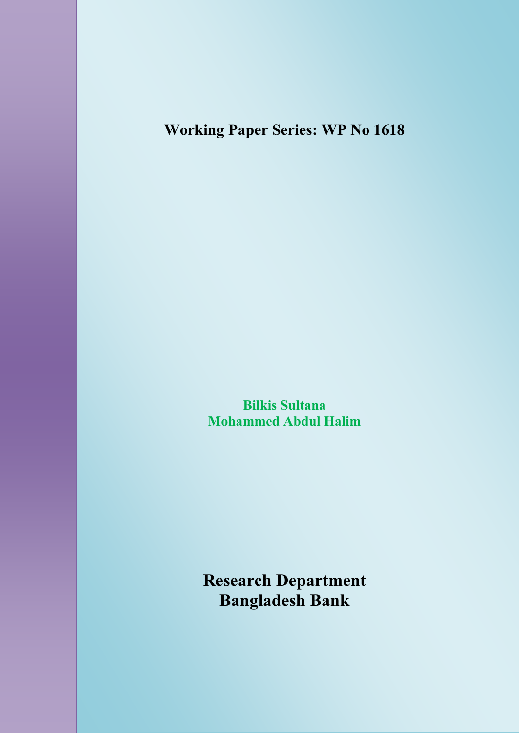**Working Paper Series: WP No 1618**

**Bilkis Sultana**
**Mohammed Abdul Halim**

**Research Department**
**Bangladesh Bank**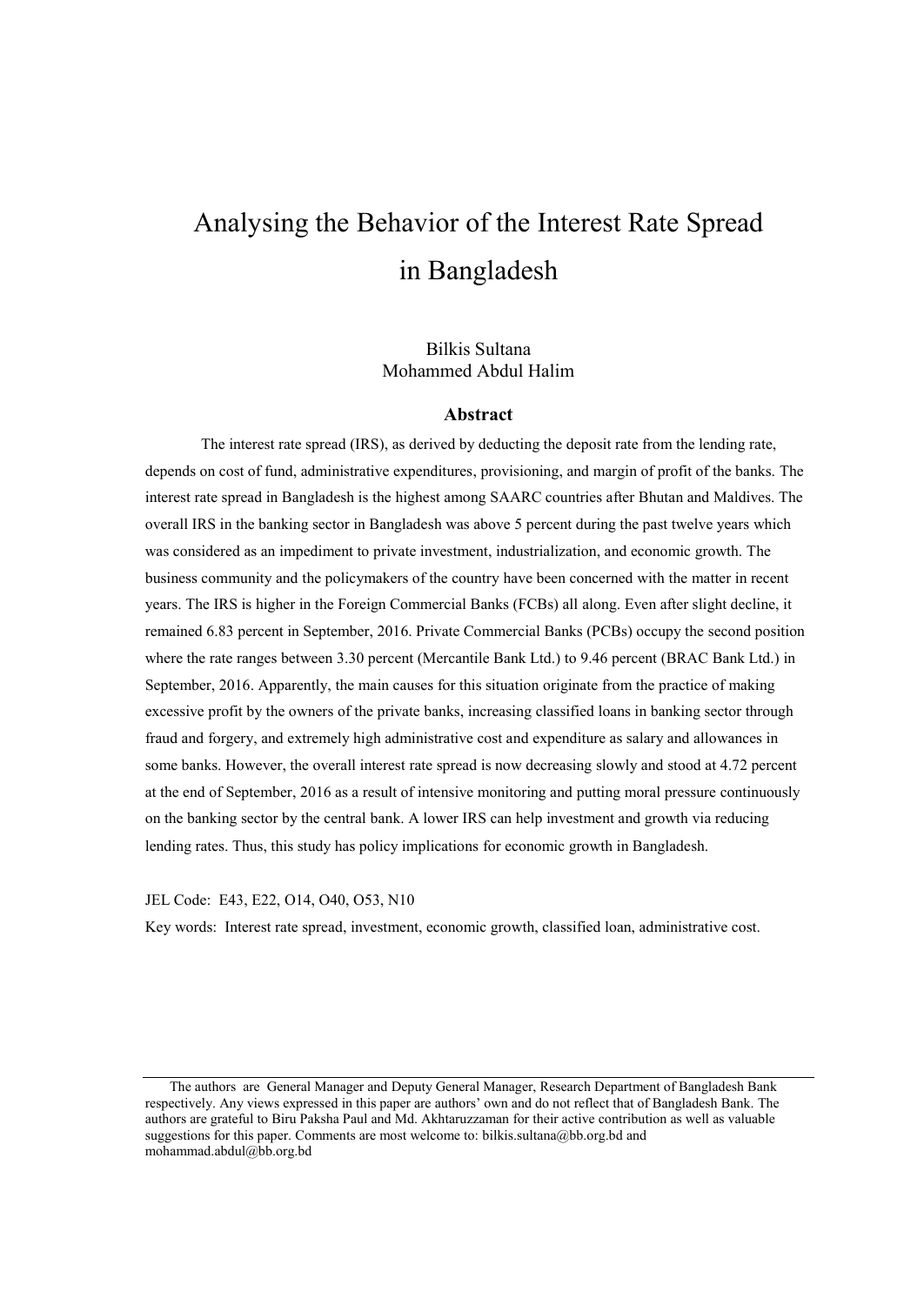# Analysing the Behavior of the Interest Rate Spread in Bangladesh

Bilkis Sultana
Mohammed Abdul Halim

## Abstract

The interest rate spread (IRS), as derived by deducting the deposit rate from the lending rate, depends on cost of fund, administrative expenditures, provisioning, and margin of profit of the banks. The interest rate spread in Bangladesh is the highest among SAARC countries after Bhutan and Maldives. The overall IRS in the banking sector in Bangladesh was above 5 percent during the past twelve years which was considered as an impediment to private investment, industrialization, and economic growth. The business community and the policymakers of the country have been concerned with the matter in recent years. The IRS is higher in the Foreign Commercial Banks (FCBs) all along. Even after slight decline, it remained 6.83 percent in September, 2016. Private Commercial Banks (PCBs) occupy the second position where the rate ranges between 3.30 percent (Mercantile Bank Ltd.) to 9.46 percent (BRAC Bank Ltd.) in September, 2016. Apparently, the main causes for this situation originate from the practice of making excessive profit by the owners of the private banks, increasing classified loans in banking sector through fraud and forgery, and extremely high administrative cost and expenditure as salary and allowances in some banks. However, the overall interest rate spread is now decreasing slowly and stood at 4.72 percent at the end of September, 2016 as a result of intensive monitoring and putting moral pressure continuously on the banking sector by the central bank. A lower IRS can help investment and growth via reducing lending rates. Thus, this study has policy implications for economic growth in Bangladesh.

JEL Code: E43, E22, O14, O40, O53, N10

Key words: Interest rate spread, investment, economic growth, classified loan, administrative cost.

---

The authors are General Manager and Deputy General Manager, Research Department of Bangladesh Bank respectively. Any views expressed in this paper are authors' own and do not reflect that of Bangladesh Bank. The authors are grateful to Biru Paksha Paul and Md. Akhtaruzzaman for their active contribution as well as valuable suggestions for this paper. Comments are most welcome to: bilkis.sultana@bb.org.bd and mohammad.abdul@bb.org.bd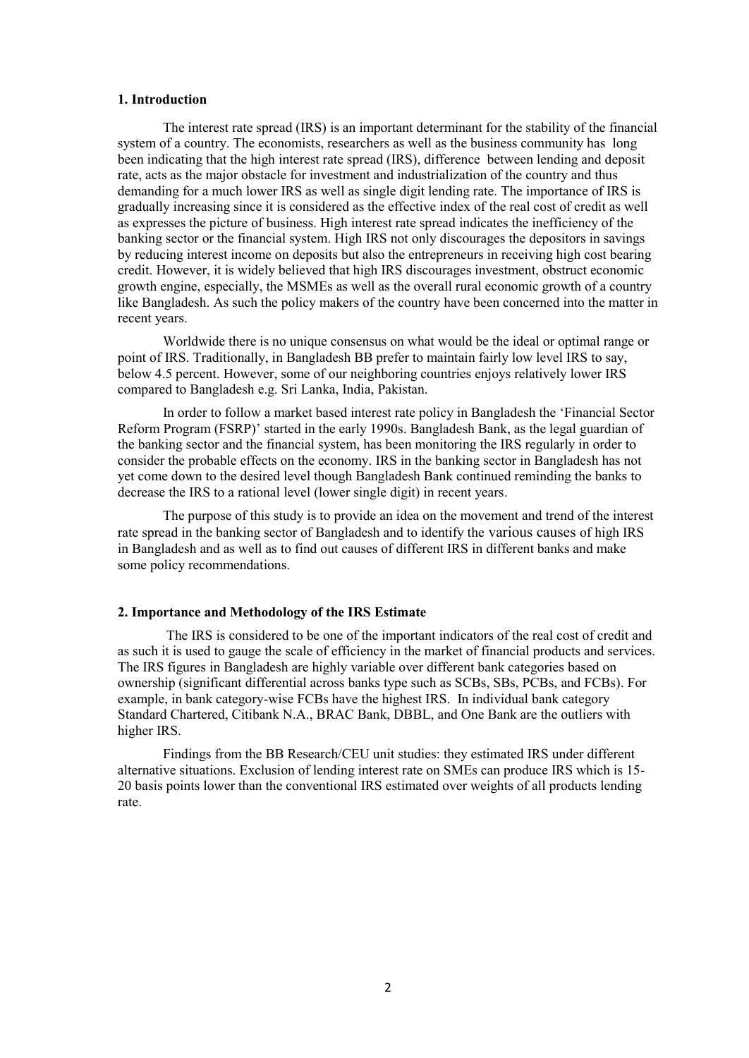## 1. Introduction

The interest rate spread (IRS) is an important determinant for the stability of the financial system of a country. The economists, researchers as well as the business community has long been indicating that the high interest rate spread (IRS), difference between lending and deposit rate, acts as the major obstacle for investment and industrialization of the country and thus demanding for a much lower IRS as well as single digit lending rate. The importance of IRS is gradually increasing since it is considered as the effective index of the real cost of credit as well as expresses the picture of business. High interest rate spread indicates the inefficiency of the banking sector or the financial system. High IRS not only discourages the depositors in savings by reducing interest income on deposits but also the entrepreneurs in receiving high cost bearing credit. However, it is widely believed that high IRS discourages investment, obstruct economic growth engine, especially, the MSMEs as well as the overall rural economic growth of a country like Bangladesh. As such the policy makers of the country have been concerned into the matter in recent years.

Worldwide there is no unique consensus on what would be the ideal or optimal range or point of IRS. Traditionally, in Bangladesh BB prefer to maintain fairly low level IRS to say, below 4.5 percent. However, some of our neighboring countries enjoys relatively lower IRS compared to Bangladesh e.g. Sri Lanka, India, Pakistan.

In order to follow a market based interest rate policy in Bangladesh the 'Financial Sector Reform Program (FSRP)' started in the early 1990s. Bangladesh Bank, as the legal guardian of the banking sector and the financial system, has been monitoring the IRS regularly in order to consider the probable effects on the economy. IRS in the banking sector in Bangladesh has not yet come down to the desired level though Bangladesh Bank continued reminding the banks to decrease the IRS to a rational level (lower single digit) in recent years.

The purpose of this study is to provide an idea on the movement and trend of the interest rate spread in the banking sector of Bangladesh and to identify the various causes of high IRS in Bangladesh and as well as to find out causes of different IRS in different banks and make some policy recommendations.

## 2. Importance and Methodology of the IRS Estimate

The IRS is considered to be one of the important indicators of the real cost of credit and as such it is used to gauge the scale of efficiency in the market of financial products and services. The IRS figures in Bangladesh are highly variable over different bank categories based on ownership (significant differential across banks type such as SCBs, SBs, PCBs, and FCBs). For example, in bank category-wise FCBs have the highest IRS. In individual bank category Standard Chartered, Citibank N.A., BRAC Bank, DBBL, and One Bank are the outliers with higher IRS.

Findings from the BB Research/CEU unit studies: they estimated IRS under different alternative situations. Exclusion of lending interest rate on SMEs can produce IRS which is 15-20 basis points lower than the conventional IRS estimated over weights of all products lending rate.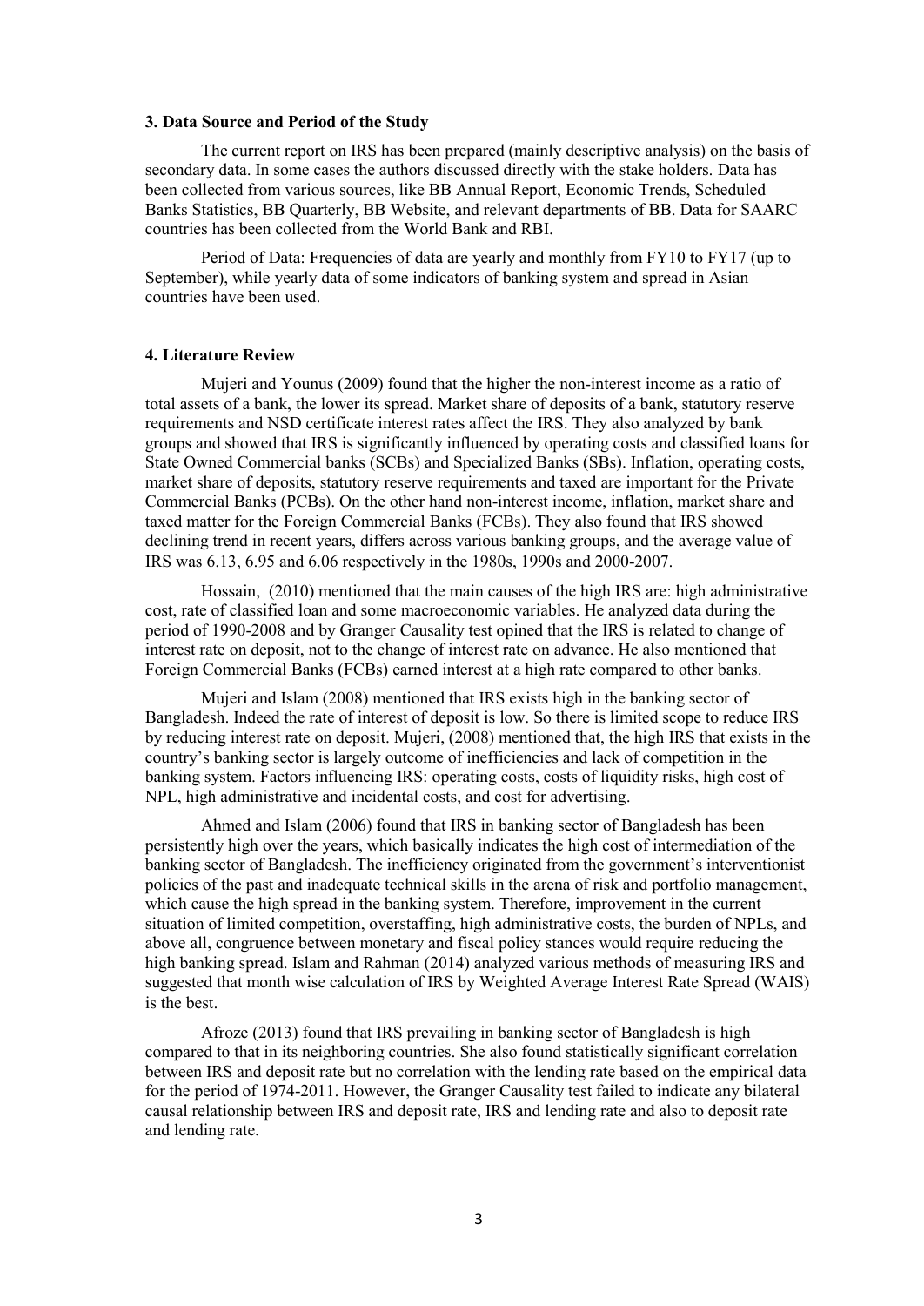### 3. Data Source and Period of the Study

The current report on IRS has been prepared (mainly descriptive analysis) on the basis of secondary data. In some cases the authors discussed directly with the stake holders. Data has been collected from various sources, like BB Annual Report, Economic Trends, Scheduled Banks Statistics, BB Quarterly, BB Website, and relevant departments of BB. Data for SAARC countries has been collected from the World Bank and RBI.

Period of Data: Frequencies of data are yearly and monthly from FY10 to FY17 (up to September), while yearly data of some indicators of banking system and spread in Asian countries have been used.

### 4. Literature Review

Mujeri and Younus (2009) found that the higher the non-interest income as a ratio of total assets of a bank, the lower its spread. Market share of deposits of a bank, statutory reserve requirements and NSD certificate interest rates affect the IRS. They also analyzed by bank groups and showed that IRS is significantly influenced by operating costs and classified loans for State Owned Commercial banks (SCBs) and Specialized Banks (SBs). Inflation, operating costs, market share of deposits, statutory reserve requirements and taxed are important for the Private Commercial Banks (PCBs). On the other hand non-interest income, inflation, market share and taxed matter for the Foreign Commercial Banks (FCBs). They also found that IRS showed declining trend in recent years, differs across various banking groups, and the average value of IRS was 6.13, 6.95 and 6.06 respectively in the 1980s, 1990s and 2000-2007.

Hossain, (2010) mentioned that the main causes of the high IRS are: high administrative cost, rate of classified loan and some macroeconomic variables. He analyzed data during the period of 1990-2008 and by Granger Causality test opined that the IRS is related to change of interest rate on deposit, not to the change of interest rate on advance. He also mentioned that Foreign Commercial Banks (FCBs) earned interest at a high rate compared to other banks.

Mujeri and Islam (2008) mentioned that IRS exists high in the banking sector of Bangladesh. Indeed the rate of interest of deposit is low. So there is limited scope to reduce IRS by reducing interest rate on deposit. Mujeri, (2008) mentioned that, the high IRS that exists in the country's banking sector is largely outcome of inefficiencies and lack of competition in the banking system. Factors influencing IRS: operating costs, costs of liquidity risks, high cost of NPL, high administrative and incidental costs, and cost for advertising.

Ahmed and Islam (2006) found that IRS in banking sector of Bangladesh has been persistently high over the years, which basically indicates the high cost of intermediation of the banking sector of Bangladesh. The inefficiency originated from the government's interventionist policies of the past and inadequate technical skills in the arena of risk and portfolio management, which cause the high spread in the banking system. Therefore, improvement in the current situation of limited competition, overstaffing, high administrative costs, the burden of NPLs, and above all, congruence between monetary and fiscal policy stances would require reducing the high banking spread. Islam and Rahman (2014) analyzed various methods of measuring IRS and suggested that month wise calculation of IRS by Weighted Average Interest Rate Spread (WAIS) is the best.

Afroze (2013) found that IRS prevailing in banking sector of Bangladesh is high compared to that in its neighboring countries. She also found statistically significant correlation between IRS and deposit rate but no correlation with the lending rate based on the empirical data for the period of 1974-2011. However, the Granger Causality test failed to indicate any bilateral causal relationship between IRS and deposit rate, IRS and lending rate and also to deposit rate and lending rate.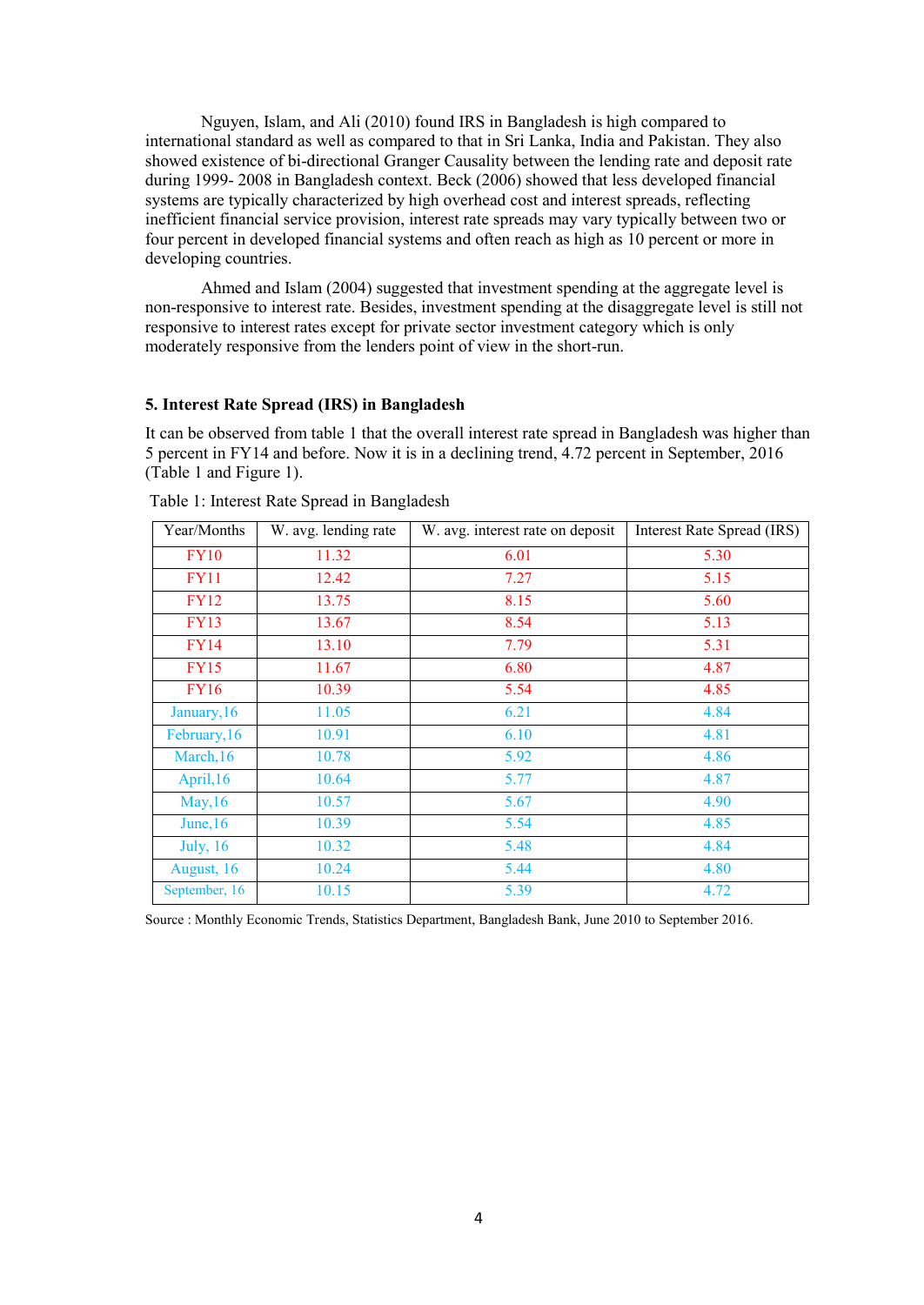Nguyen, Islam, and Ali (2010) found IRS in Bangladesh is high compared to international standard as well as compared to that in Sri Lanka, India and Pakistan. They also showed existence of bi-directional Granger Causality between the lending rate and deposit rate during 1999- 2008 in Bangladesh context. Beck (2006) showed that less developed financial systems are typically characterized by high overhead cost and interest spreads, reflecting inefficient financial service provision, interest rate spreads may vary typically between two or four percent in developed financial systems and often reach as high as 10 percent or more in developing countries.

Ahmed and Islam (2004) suggested that investment spending at the aggregate level is non-responsive to interest rate. Besides, investment spending at the disaggregate level is still not responsive to interest rates except for private sector investment category which is only moderately responsive from the lenders point of view in the short-run.

## 5. Interest Rate Spread (IRS) in Bangladesh

It can be observed from table 1 that the overall interest rate spread in Bangladesh was higher than 5 percent in FY14 and before. Now it is in a declining trend, 4.72 percent in September, 2016 (Table 1 and Figure 1).

Table 1: Interest Rate Spread in Bangladesh

| Year/Months | W. avg. lending rate | W. avg. interest rate on deposit | Interest Rate Spread (IRS) |
|---|---|---|---|
| FY10 | 11.32 | 6.01 | 5.30 |
| FY11 | 12.42 | 7.27 | 5.15 |
| FY12 | 13.75 | 8.15 | 5.60 |
| FY13 | 13.67 | 8.54 | 5.13 |
| FY14 | 13.10 | 7.79 | 5.31 |
| FY15 | 11.67 | 6.80 | 4.87 |
| FY16 | 10.39 | 5.54 | 4.85 |
| January,16 | 11.05 | 6.21 | 4.84 |
| February,16 | 10.91 | 6.10 | 4.81 |
| March,16 | 10.78 | 5.92 | 4.86 |
| April,16 | 10.64 | 5.77 | 4.87 |
| May,16 | 10.57 | 5.67 | 4.90 |
| June,16 | 10.39 | 5.54 | 4.85 |
| July, 16 | 10.32 | 5.48 | 4.84 |
| August, 16 | 10.24 | 5.44 | 4.80 |
| September, 16 | 10.15 | 5.39 | 4.72 |

Source : Monthly Economic Trends, Statistics Department, Bangladesh Bank, June 2010 to September 2016.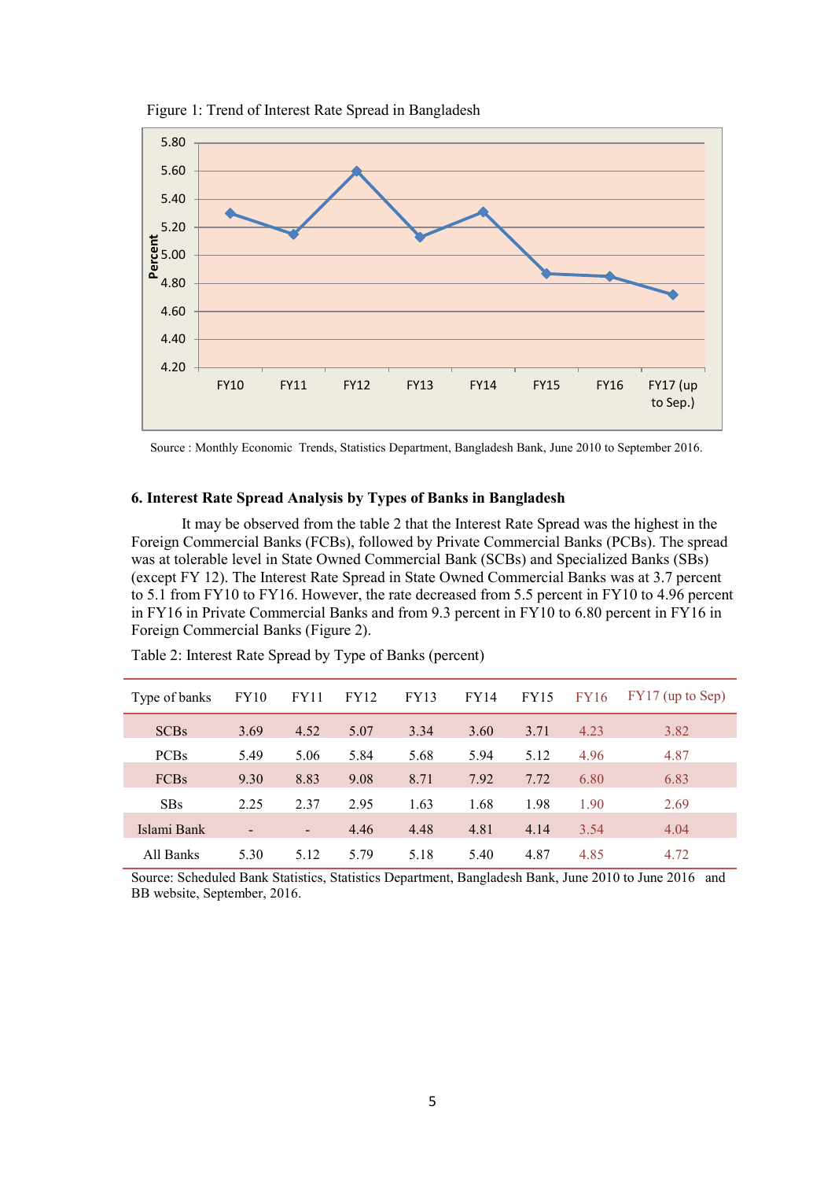Figure 1: Trend of Interest Rate Spread in Bangladesh

Source : Monthly Economic Trends, Statistics Department, Bangladesh Bank, June 2010 to September 2016.

**6. Interest Rate Spread Analysis by Types of Banks in Bangladesh**

It may be observed from the table 2 that the Interest Rate Spread was the highest in the Foreign Commercial Banks (FCBs), followed by Private Commercial Banks (PCBs). The spread was at tolerable level in State Owned Commercial Bank (SCBs) and Specialized Banks (SBs) (except FY 12). The Interest Rate Spread in State Owned Commercial Banks was at 3.7 percent to 5.1 from FY10 to FY16. However, the rate decreased from 5.5 percent in FY10 to 4.96 percent in FY16 in Private Commercial Banks and from 9.3 percent in FY10 to 6.80 percent in FY16 in Foreign Commercial Banks (Figure 2).

Table 2: Interest Rate Spread by Type of Banks (percent)

| Type of banks | FY10 | FY11 | FY12 | FY13 | FY14 | FY15 | FY16 | FY17 (up to Sep) |
|---|---|---|---|---|---|---|---|---|
| SCBs | 3.69 | 4.52 | 5.07 | 3.34 | 3.60 | 3.71 | 4.23 | 3.82 |
| PCBs | 5.49 | 5.06 | 5.84 | 5.68 | 5.94 | 5.12 | 4.96 | 4.87 |
| FCBs | 9.30 | 8.83 | 9.08 | 8.71 | 7.92 | 7.72 | 6.80 | 6.83 |
| SBs | 2.25 | 2.37 | 2.95 | 1.63 | 1.68 | 1.98 | 1.90 | 2.69 |
| Islami Bank | - | - | 4.46 | 4.48 | 4.81 | 4.14 | 3.54 | 4.04 |
| All Banks | 5.30 | 5.12 | 5.79 | 5.18 | 5.40 | 4.87 | 4.85 | 4.72 |

Source: Scheduled Bank Statistics, Statistics Department, Bangladesh Bank, June 2010 to June 2016 and BB website, September, 2016.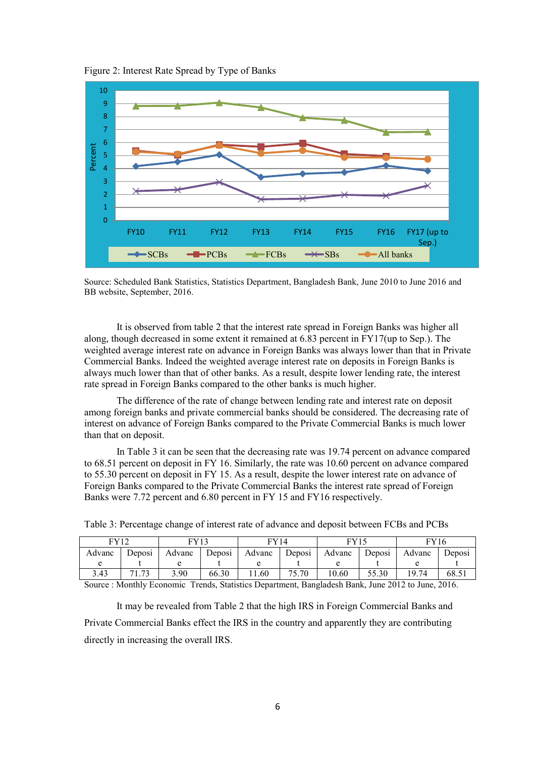Figure 2: Interest Rate Spread by Type of Banks

Source: Scheduled Bank Statistics, Statistics Department, Bangladesh Bank, June 2010 to June 2016 and BB website, September, 2016.

It is observed from table 2 that the interest rate spread in Foreign Banks was higher all along, though decreased in some extent it remained at 6.83 percent in FY17(up to Sep.). The weighted average interest rate on advance in Foreign Banks was always lower than that in Private Commercial Banks. Indeed the weighted average interest rate on deposits in Foreign Banks is always much lower than that of other banks. As a result, despite lower lending rate, the interest rate spread in Foreign Banks compared to the other banks is much higher.

The difference of the rate of change between lending rate and interest rate on deposit among foreign banks and private commercial banks should be considered. The decreasing rate of interest on advance of Foreign Banks compared to the Private Commercial Banks is much lower than that on deposit.

In Table 3 it can be seen that the decreasing rate was 19.74 percent on advance compared to 68.51 percent on deposit in FY 16. Similarly, the rate was 10.60 percent on advance compared to 55.30 percent on deposit in FY 15. As a result, despite the lower interest rate on advance of Foreign Banks compared to the Private Commercial Banks the interest rate spread of Foreign Banks were 7.72 percent and 6.80 percent in FY 15 and FY16 respectively.

Table 3: Percentage change of interest rate of advance and deposit between FCBs and PCBs

| FY12 | | FY13 | | FY14 | | FY15 | | FY16 | |
|---|---|---|---|---|---|---|---|---|---|
| Advance | Deposit | Advance | Deposit | Advance | Deposit | Advance | Deposit | Advance | Deposit |
| 3.43 | 71.73 | 3.90 | 66.30 | 11.60 | 75.70 | 10.60 | 55.30 | 19.74 | 68.51 |

Source : Monthly Economic Trends, Statistics Department, Bangladesh Bank, June 2012 to June, 2016.

It may be revealed from Table 2 that the high IRS in Foreign Commercial Banks and Private Commercial Banks effect the IRS in the country and apparently they are contributing directly in increasing the overall IRS.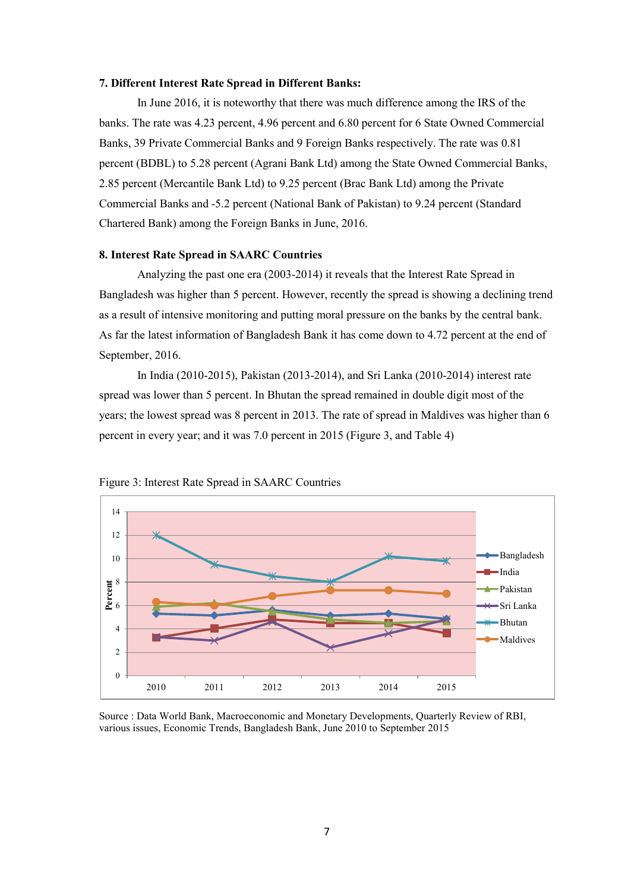**7. Different Interest Rate Spread in Different Banks:**

In June 2016, it is noteworthy that there was much difference among the IRS of the banks. The rate was 4.23 percent, 4.96 percent and 6.80 percent for 6 State Owned Commercial Banks, 39 Private Commercial Banks and 9 Foreign Banks respectively. The rate was 0.81 percent (BDBL) to 5.28 percent (Agrani Bank Ltd) among the State Owned Commercial Banks, 2.85 percent (Mercantile Bank Ltd) to 9.25 percent (Brac Bank Ltd) among the Private Commercial Banks and -5.2 percent (National Bank of Pakistan) to 9.24 percent (Standard Chartered Bank) among the Foreign Banks in June, 2016.

**8. Interest Rate Spread in SAARC Countries**

Analyzing the past one era (2003-2014) it reveals that the Interest Rate Spread in Bangladesh was higher than 5 percent. However, recently the spread is showing a declining trend as a result of intensive monitoring and putting moral pressure on the banks by the central bank. As far the latest information of Bangladesh Bank it has come down to 4.72 percent at the end of September, 2016.

In India (2010-2015), Pakistan (2013-2014), and Sri Lanka (2010-2014) interest rate spread was lower than 5 percent. In Bhutan the spread remained in double digit most of the years; the lowest spread was 8 percent in 2013. The rate of spread in Maldives was higher than 6 percent in every year; and it was 7.0 percent in 2015 (Figure 3, and Table 4)

Figure 3: Interest Rate Spread in SAARC Countries

Source : Data World Bank, Macroeconomic and Monetary Developments, Quarterly Review of RBI, various issues, Economic Trends, Bangladesh Bank, June 2010 to September 2015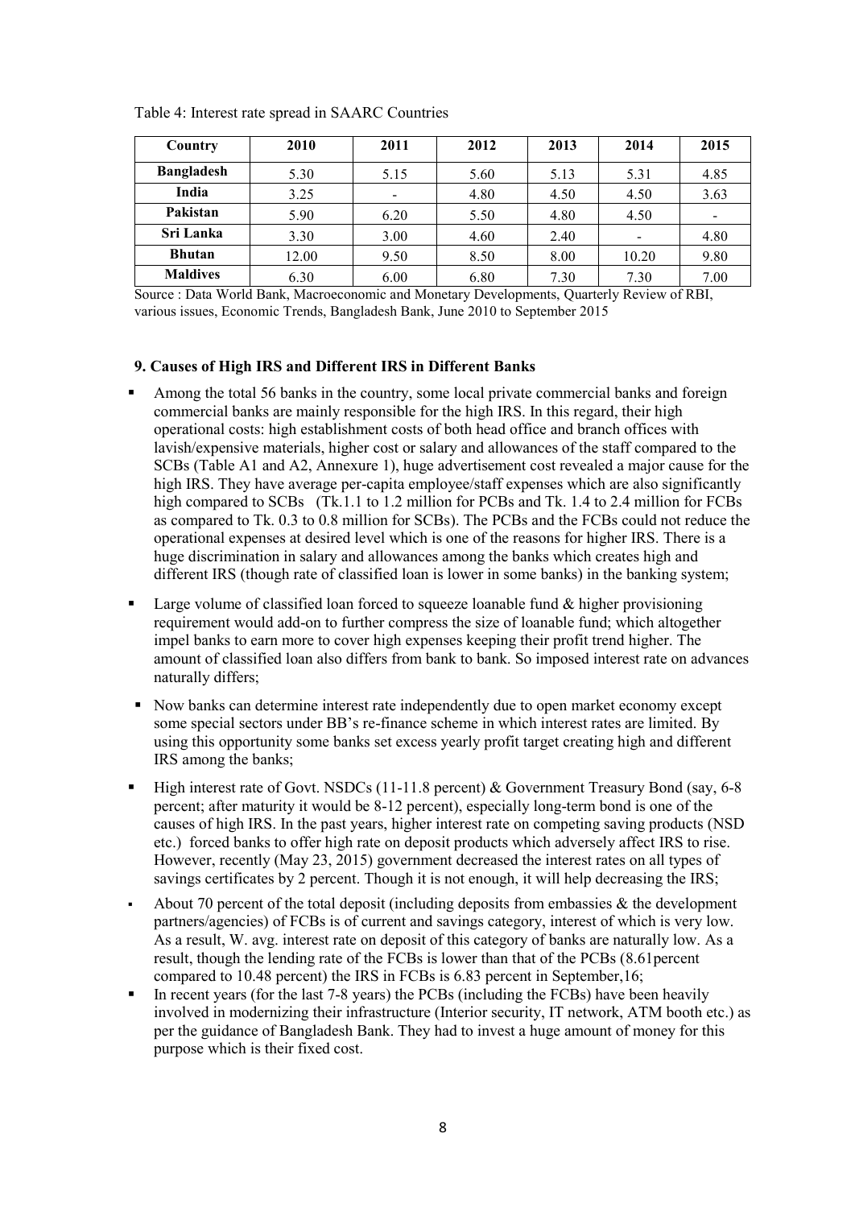Table 4: Interest rate spread in SAARC Countries

| Country | 2010 | 2011 | 2012 | 2013 | 2014 | 2015 |
|---|---|---|---|---|---|---|
| **Bangladesh** | 5.30 | 5.15 | 5.60 | 5.13 | 5.31 | 4.85 |
| **India** | 3.25 | - | 4.80 | 4.50 | 4.50 | 3.63 |
| **Pakistan** | 5.90 | 6.20 | 5.50 | 4.80 | 4.50 | - |
| **Sri Lanka** | 3.30 | 3.00 | 4.60 | 2.40 | - | 4.80 |
| **Bhutan** | 12.00 | 9.50 | 8.50 | 8.00 | 10.20 | 9.80 |
| **Maldives** | 6.30 | 6.00 | 6.80 | 7.30 | 7.30 | 7.00 |

Source : Data World Bank, Macroeconomic and Monetary Developments, Quarterly Review of RBI, various issues, Economic Trends, Bangladesh Bank, June 2010 to September 2015

### 9. Causes of High IRS and Different IRS in Different Banks

- Among the total 56 banks in the country, some local private commercial banks and foreign commercial banks are mainly responsible for the high IRS. In this regard, their high operational costs: high establishment costs of both head office and branch offices with lavish/expensive materials, higher cost or salary and allowances of the staff compared to the SCBs (Table A1 and A2, Annexure 1), huge advertisement cost revealed a major cause for the high IRS. They have average per-capita employee/staff expenses which are also significantly high compared to SCBs (Tk.1.1 to 1.2 million for PCBs and Tk. 1.4 to 2.4 million for FCBs as compared to Tk. 0.3 to 0.8 million for SCBs). The PCBs and the FCBs could not reduce the operational expenses at desired level which is one of the reasons for higher IRS. There is a huge discrimination in salary and allowances among the banks which creates high and different IRS (though rate of classified loan is lower in some banks) in the banking system;
- Large volume of classified loan forced to squeeze loanable fund & higher provisioning requirement would add-on to further compress the size of loanable fund; which altogether impel banks to earn more to cover high expenses keeping their profit trend higher. The amount of classified loan also differs from bank to bank. So imposed interest rate on advances naturally differs;
- Now banks can determine interest rate independently due to open market economy except some special sectors under BB's re-finance scheme in which interest rates are limited. By using this opportunity some banks set excess yearly profit target creating high and different IRS among the banks;
- High interest rate of Govt. NSDCs (11-11.8 percent) & Government Treasury Bond (say, 6-8 percent; after maturity it would be 8-12 percent), especially long-term bond is one of the causes of high IRS. In the past years, higher interest rate on competing saving products (NSD etc.) forced banks to offer high rate on deposit products which adversely affect IRS to rise. However, recently (May 23, 2015) government decreased the interest rates on all types of savings certificates by 2 percent. Though it is not enough, it will help decreasing the IRS;
- About 70 percent of the total deposit (including deposits from embassies & the development partners/agencies) of FCBs is of current and savings category, interest of which is very low. As a result, W. avg. interest rate on deposit of this category of banks are naturally low. As a result, though the lending rate of the FCBs is lower than that of the PCBs (8.61percent compared to 10.48 percent) the IRS in FCBs is 6.83 percent in September,16;
- In recent years (for the last 7-8 years) the PCBs (including the FCBs) have been heavily involved in modernizing their infrastructure (Interior security, IT network, ATM booth etc.) as per the guidance of Bangladesh Bank. They had to invest a huge amount of money for this purpose which is their fixed cost.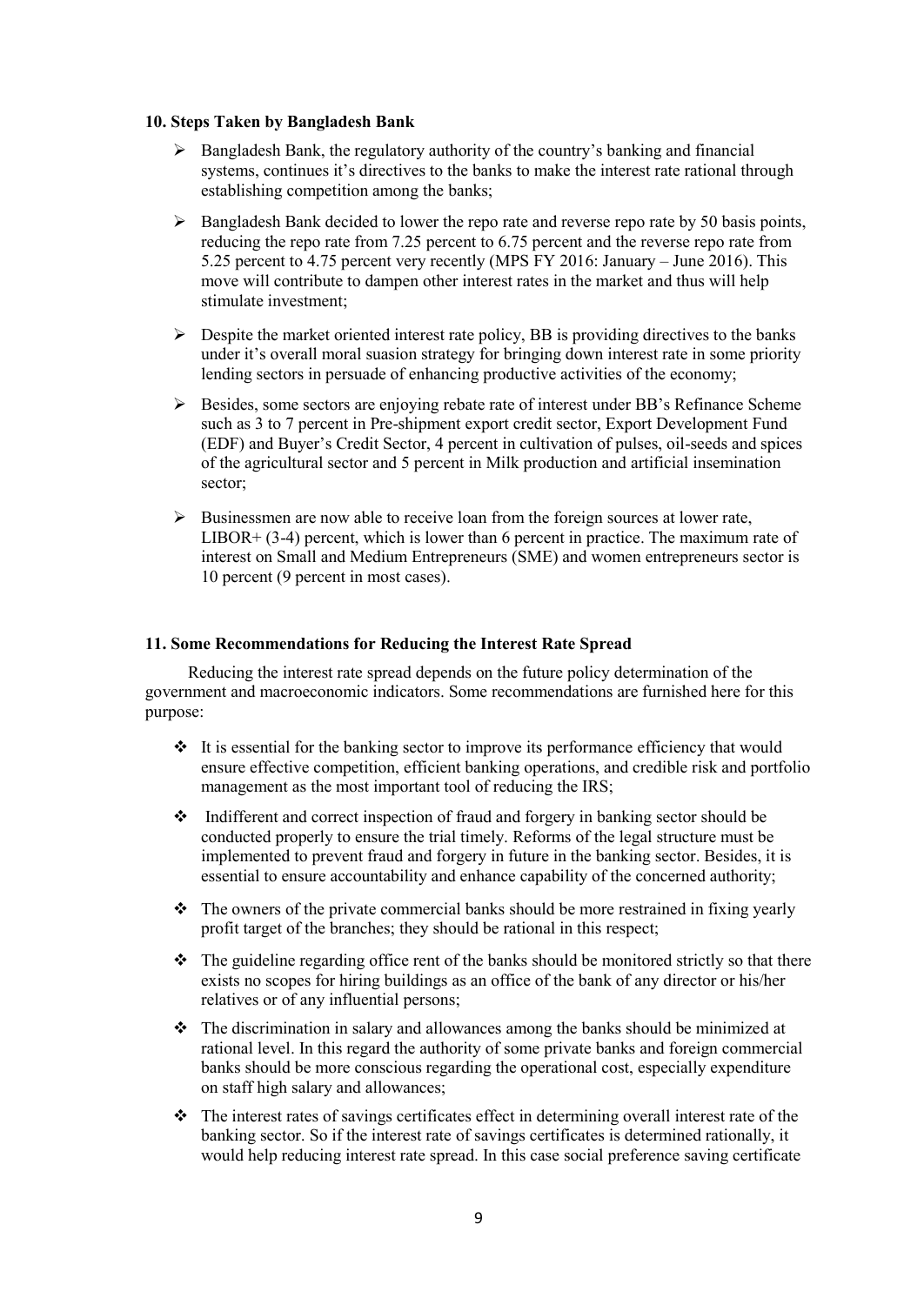**10. Steps Taken by Bangladesh Bank**

- Bangladesh Bank, the regulatory authority of the country's banking and financial systems, continues it's directives to the banks to make the interest rate rational through establishing competition among the banks;
- Bangladesh Bank decided to lower the repo rate and reverse repo rate by 50 basis points, reducing the repo rate from 7.25 percent to 6.75 percent and the reverse repo rate from 5.25 percent to 4.75 percent very recently (MPS FY 2016: January – June 2016). This move will contribute to dampen other interest rates in the market and thus will help stimulate investment;
- Despite the market oriented interest rate policy, BB is providing directives to the banks under it's overall moral suasion strategy for bringing down interest rate in some priority lending sectors in persuade of enhancing productive activities of the economy;
- Besides, some sectors are enjoying rebate rate of interest under BB's Refinance Scheme such as 3 to 7 percent in Pre-shipment export credit sector, Export Development Fund (EDF) and Buyer's Credit Sector, 4 percent in cultivation of pulses, oil-seeds and spices of the agricultural sector and 5 percent in Milk production and artificial insemination sector;
- Businessmen are now able to receive loan from the foreign sources at lower rate, LIBOR+ (3-4) percent, which is lower than 6 percent in practice. The maximum rate of interest on Small and Medium Entrepreneurs (SME) and women entrepreneurs sector is 10 percent (9 percent in most cases).

**11. Some Recommendations for Reducing the Interest Rate Spread**

Reducing the interest rate spread depends on the future policy determination of the government and macroeconomic indicators. Some recommendations are furnished here for this purpose:

- It is essential for the banking sector to improve its performance efficiency that would ensure effective competition, efficient banking operations, and credible risk and portfolio management as the most important tool of reducing the IRS;
- Indifferent and correct inspection of fraud and forgery in banking sector should be conducted properly to ensure the trial timely. Reforms of the legal structure must be implemented to prevent fraud and forgery in future in the banking sector. Besides, it is essential to ensure accountability and enhance capability of the concerned authority;
- The owners of the private commercial banks should be more restrained in fixing yearly profit target of the branches; they should be rational in this respect;
- The guideline regarding office rent of the banks should be monitored strictly so that there exists no scopes for hiring buildings as an office of the bank of any director or his/her relatives or of any influential persons;
- The discrimination in salary and allowances among the banks should be minimized at rational level. In this regard the authority of some private banks and foreign commercial banks should be more conscious regarding the operational cost, especially expenditure on staff high salary and allowances;
- The interest rates of savings certificates effect in determining overall interest rate of the banking sector. So if the interest rate of savings certificates is determined rationally, it would help reducing interest rate spread. In this case social preference saving certificate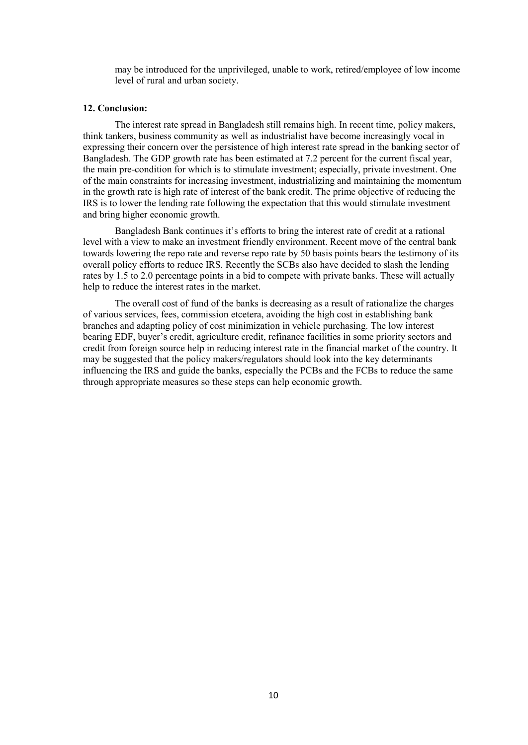may be introduced for the unprivileged, unable to work, retired/employee of low income level of rural and urban society.

**12. Conclusion:**

The interest rate spread in Bangladesh still remains high. In recent time, policy makers, think tankers, business community as well as industrialist have become increasingly vocal in expressing their concern over the persistence of high interest rate spread in the banking sector of Bangladesh. The GDP growth rate has been estimated at 7.2 percent for the current fiscal year, the main pre-condition for which is to stimulate investment; especially, private investment. One of the main constraints for increasing investment, industrializing and maintaining the momentum in the growth rate is high rate of interest of the bank credit. The prime objective of reducing the IRS is to lower the lending rate following the expectation that this would stimulate investment and bring higher economic growth.

Bangladesh Bank continues it's efforts to bring the interest rate of credit at a rational level with a view to make an investment friendly environment. Recent move of the central bank towards lowering the repo rate and reverse repo rate by 50 basis points bears the testimony of its overall policy efforts to reduce IRS. Recently the SCBs also have decided to slash the lending rates by 1.5 to 2.0 percentage points in a bid to compete with private banks. These will actually help to reduce the interest rates in the market.

The overall cost of fund of the banks is decreasing as a result of rationalize the charges of various services, fees, commission etcetera, avoiding the high cost in establishing bank branches and adapting policy of cost minimization in vehicle purchasing. The low interest bearing EDF, buyer's credit, agriculture credit, refinance facilities in some priority sectors and credit from foreign source help in reducing interest rate in the financial market of the country. It may be suggested that the policy makers/regulators should look into the key determinants influencing the IRS and guide the banks, especially the PCBs and the FCBs to reduce the same through appropriate measures so these steps can help economic growth.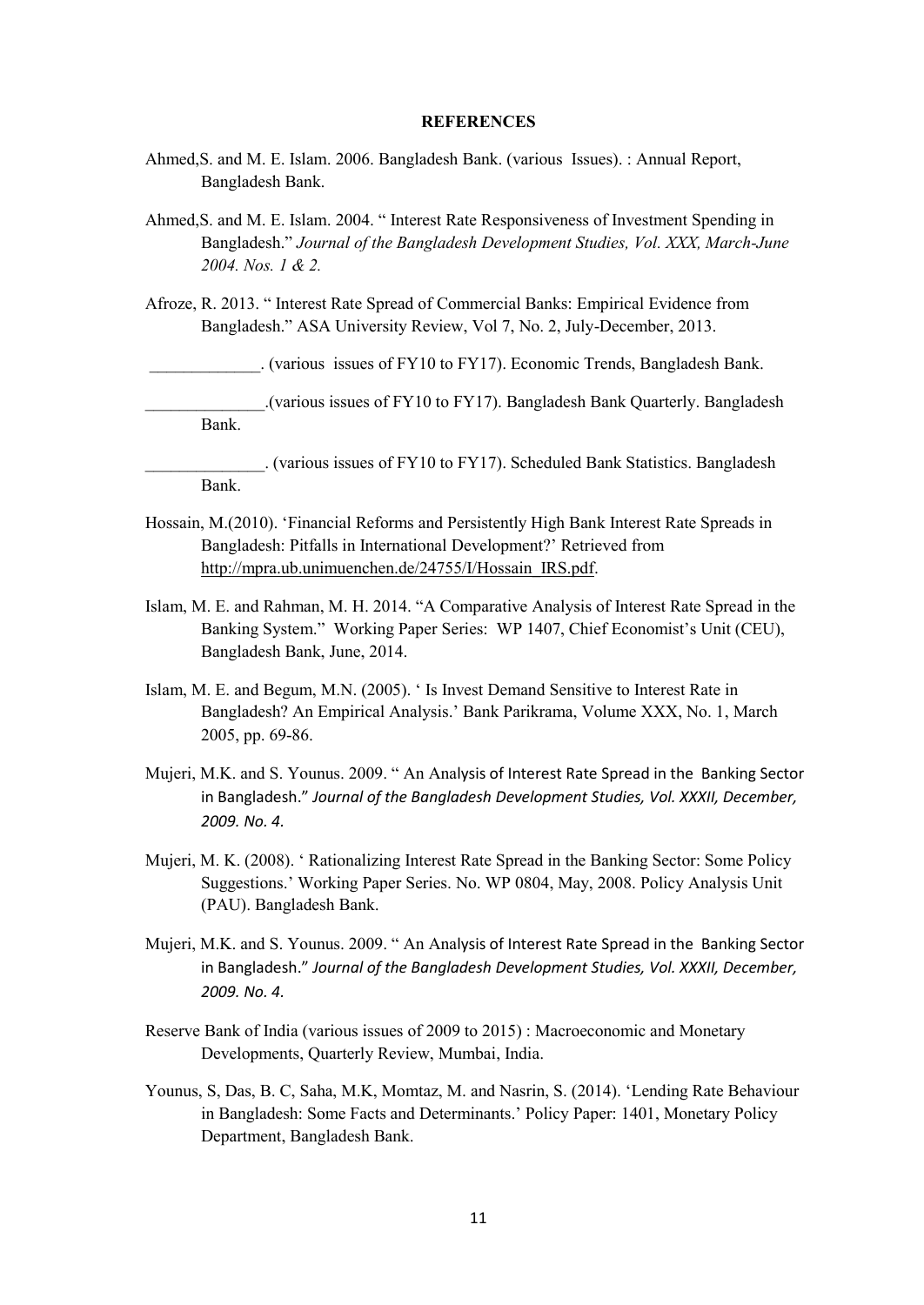**REFERENCES**

Ahmed,S. and M. E. Islam. 2006. Bangladesh Bank. (various Issues). : Annual Report, Bangladesh Bank.

Ahmed,S. and M. E. Islam. 2004. " Interest Rate Responsiveness of Investment Spending in Bangladesh." *Journal of the Bangladesh Development Studies, Vol. XXX, March-June 2004. Nos. 1 & 2.*

Afroze, R. 2013. " Interest Rate Spread of Commercial Banks: Empirical Evidence from Bangladesh." ASA University Review, Vol 7, No. 2, July-December, 2013.

_____________. (various issues of FY10 to FY17). Economic Trends, Bangladesh Bank.

______________.(various issues of FY10 to FY17). Bangladesh Bank Quarterly. Bangladesh Bank.

______________. (various issues of FY10 to FY17). Scheduled Bank Statistics. Bangladesh Bank.

Hossain, M.(2010). 'Financial Reforms and Persistently High Bank Interest Rate Spreads in Bangladesh: Pitfalls in International Development?' Retrieved from http://mpra.ub.unimuenchen.de/24755/I/Hossain_IRS.pdf.

Islam, M. E. and Rahman, M. H. 2014. "A Comparative Analysis of Interest Rate Spread in the Banking System." Working Paper Series: WP 1407, Chief Economist's Unit (CEU), Bangladesh Bank, June, 2014.

Islam, M. E. and Begum, M.N. (2005). ' Is Invest Demand Sensitive to Interest Rate in Bangladesh? An Empirical Analysis.' Bank Parikrama, Volume XXX, No. 1, March 2005, pp. 69-86.

Mujeri, M.K. and S. Younus. 2009. " An Analysis of Interest Rate Spread in the Banking Sector in Bangladesh." *Journal of the Bangladesh Development Studies, Vol. XXXII, December, 2009. No. 4.*

Mujeri, M. K. (2008). ' Rationalizing Interest Rate Spread in the Banking Sector: Some Policy Suggestions.' Working Paper Series. No. WP 0804, May, 2008. Policy Analysis Unit (PAU). Bangladesh Bank.

Mujeri, M.K. and S. Younus. 2009. " An Analysis of Interest Rate Spread in the Banking Sector in Bangladesh." *Journal of the Bangladesh Development Studies, Vol. XXXII, December, 2009. No. 4.*

Reserve Bank of India (various issues of 2009 to 2015) : Macroeconomic and Monetary Developments, Quarterly Review, Mumbai, India.

Younus, S, Das, B. C, Saha, M.K, Momtaz, M. and Nasrin, S. (2014). 'Lending Rate Behaviour in Bangladesh: Some Facts and Determinants.' Policy Paper: 1401, Monetary Policy Department, Bangladesh Bank.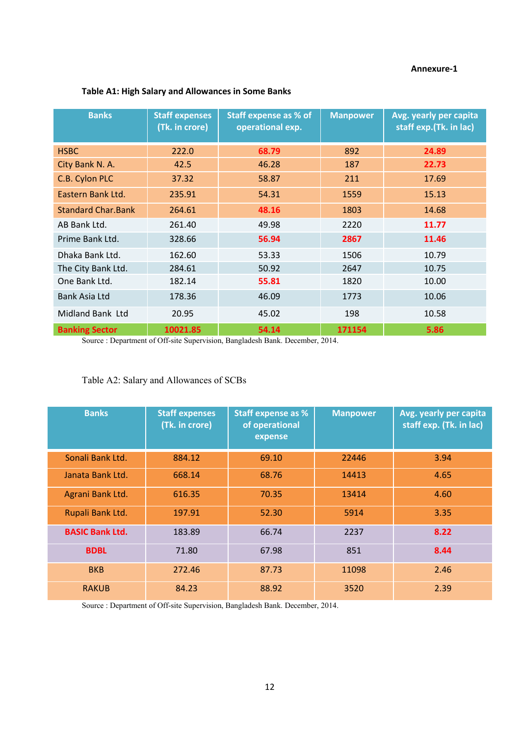Annexure-1

**Table A1: High Salary and Allowances in Some Banks**

| Banks | Staff expenses (Tk. in crore) | Staff expense as % of operational exp. | Manpower | Avg. yearly per capita staff exp.(Tk. in lac) |
|---|---|---|---|---|
| HSBC | 222.0 | 68.79 | 892 | 24.89 |
| City Bank N. A. | 42.5 | 46.28 | 187 | 22.73 |
| C.B. Cylon PLC | 37.32 | 58.87 | 211 | 17.69 |
| Eastern Bank Ltd. | 235.91 | 54.31 | 1559 | 15.13 |
| Standard Char.Bank | 264.61 | 48.16 | 1803 | 14.68 |
| AB Bank Ltd. | 261.40 | 49.98 | 2220 | 11.77 |
| Prime Bank Ltd. | 328.66 | 56.94 | 2867 | 11.46 |
| Dhaka Bank Ltd. | 162.60 | 53.33 | 1506 | 10.79 |
| The City Bank Ltd. | 284.61 | 50.92 | 2647 | 10.75 |
| One Bank Ltd. | 182.14 | 55.81 | 1820 | 10.00 |
| Bank Asia Ltd | 178.36 | 46.09 | 1773 | 10.06 |
| Midland Bank Ltd | 20.95 | 45.02 | 198 | 10.58 |
| **Banking Sector** | **10021.85** | **54.14** | **171154** | **5.86** |

Source : Department of Off-site Supervision, Bangladesh Bank. December, 2014.

Table A2: Salary and Allowances of SCBs

| Banks | Staff expenses (Tk. in crore) | Staff expense as % of operational expense | Manpower | Avg. yearly per capita staff exp. (Tk. in lac) |
|---|---|---|---|---|
| Sonali Bank Ltd. | 884.12 | 69.10 | 22446 | 3.94 |
| Janata Bank Ltd. | 668.14 | 68.76 | 14413 | 4.65 |
| Agrani Bank Ltd. | 616.35 | 70.35 | 13414 | 4.60 |
| Rupali Bank Ltd. | 197.91 | 52.30 | 5914 | 3.35 |
| **BASIC Bank Ltd.** | 183.89 | 66.74 | 2237 | **8.22** |
| **BDBL** | 71.80 | 67.98 | 851 | **8.44** |
| BKB | 272.46 | 87.73 | 11098 | 2.46 |
| RAKUB | 84.23 | 88.92 | 3520 | 2.39 |

Source : Department of Off-site Supervision, Bangladesh Bank. December, 2014.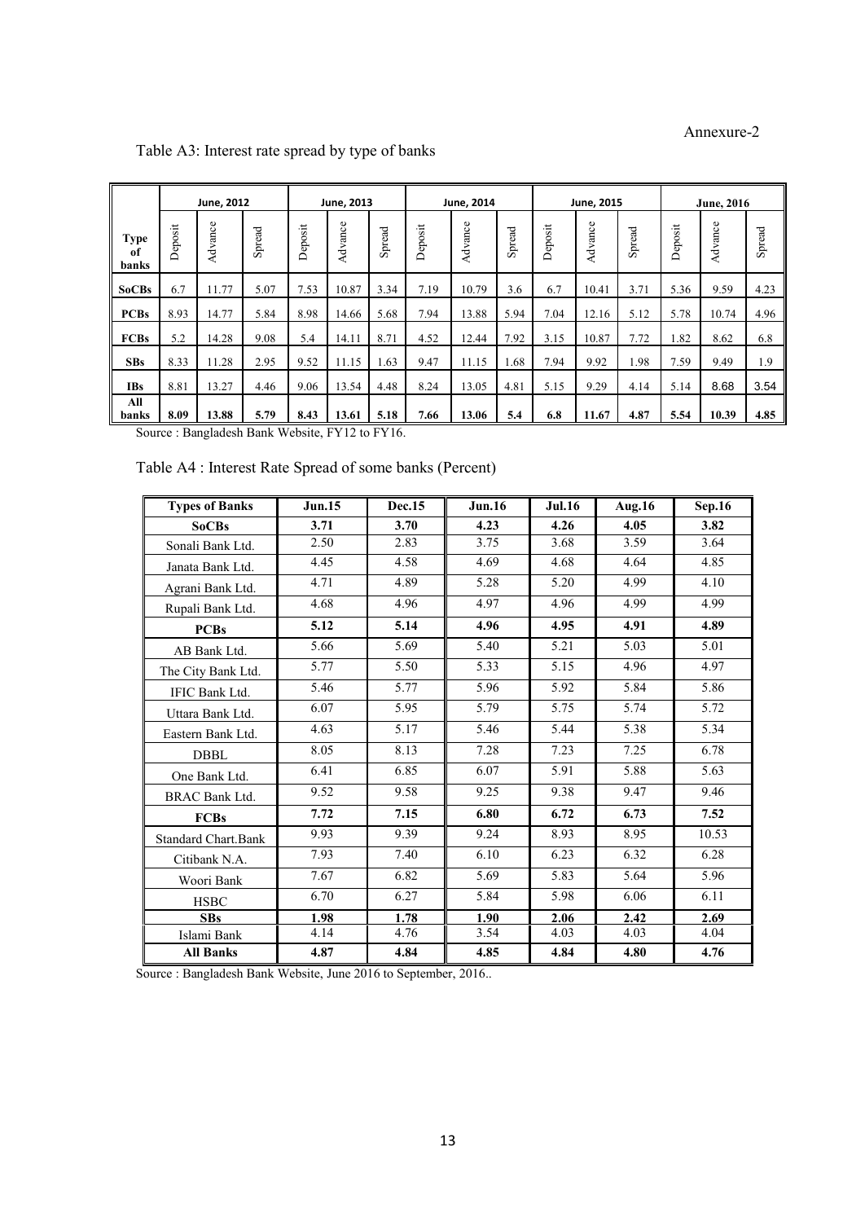Annexure-2

Table A3: Interest rate spread by type of banks

| Type of banks | June, 2012 | | | June, 2013 | | | June, 2014 | | | June, 2015 | | | June, 2016 | | |
|---|---|---|---|---|---|---|---|---|---|---|---|---|---|---|---|
| | Deposit | Advance | Spread | Deposit | Advance | Spread | Deposit | Advance | Spread | Deposit | Advance | Spread | Deposit | Advance | Spread |
| **SoCBs** | 6.7 | 11.77 | 5.07 | 7.53 | 10.87 | 3.34 | 7.19 | 10.79 | 3.6 | 6.7 | 10.41 | 3.71 | 5.36 | 9.59 | 4.23 |
| **PCBs** | 8.93 | 14.77 | 5.84 | 8.98 | 14.66 | 5.68 | 7.94 | 13.88 | 5.94 | 7.04 | 12.16 | 5.12 | 5.78 | 10.74 | 4.96 |
| **FCBs** | 5.2 | 14.28 | 9.08 | 5.4 | 14.11 | 8.71 | 4.52 | 12.44 | 7.92 | 3.15 | 10.87 | 7.72 | 1.82 | 8.62 | 6.8 |
| **SBs** | 8.33 | 11.28 | 2.95 | 9.52 | 11.15 | 1.63 | 9.47 | 11.15 | 1.68 | 7.94 | 9.92 | 1.98 | 7.59 | 9.49 | 1.9 |
| **IBs** | 8.81 | 13.27 | 4.46 | 9.06 | 13.54 | 4.48 | 8.24 | 13.05 | 4.81 | 5.15 | 9.29 | 4.14 | 5.14 | 8.68 | 3.54 |
| **All banks** | **8.09** | **13.88** | **5.79** | **8.43** | **13.61** | **5.18** | **7.66** | **13.06** | **5.4** | **6.8** | **11.67** | **4.87** | **5.54** | **10.39** | **4.85** |

Source : Bangladesh Bank Website, FY12 to FY16.

Table A4 : Interest Rate Spread of some banks (Percent)

| Types of Banks | Jun.15 | Dec.15 | Jun.16 | Jul.16 | Aug.16 | Sep.16 |
|---|---|---|---|---|---|---|
| **SoCBs** | **3.71** | **3.70** | **4.23** | **4.26** | **4.05** | **3.82** |
| Sonali Bank Ltd. | 2.50 | 2.83 | 3.75 | 3.68 | 3.59 | 3.64 |
| Janata Bank Ltd. | 4.45 | 4.58 | 4.69 | 4.68 | 4.64 | 4.85 |
| Agrani Bank Ltd. | 4.71 | 4.89 | 5.28 | 5.20 | 4.99 | 4.10 |
| Rupali Bank Ltd. | 4.68 | 4.96 | 4.97 | 4.96 | 4.99 | 4.99 |
| **PCBs** | **5.12** | **5.14** | **4.96** | **4.95** | **4.91** | **4.89** |
| AB Bank Ltd. | 5.66 | 5.69 | 5.40 | 5.21 | 5.03 | 5.01 |
| The City Bank Ltd. | 5.77 | 5.50 | 5.33 | 5.15 | 4.96 | 4.97 |
| IFIC Bank Ltd. | 5.46 | 5.77 | 5.96 | 5.92 | 5.84 | 5.86 |
| Uttara Bank Ltd. | 6.07 | 5.95 | 5.79 | 5.75 | 5.74 | 5.72 |
| Eastern Bank Ltd. | 4.63 | 5.17 | 5.46 | 5.44 | 5.38 | 5.34 |
| DBBL | 8.05 | 8.13 | 7.28 | 7.23 | 7.25 | 6.78 |
| One Bank Ltd. | 6.41 | 6.85 | 6.07 | 5.91 | 5.88 | 5.63 |
| BRAC Bank Ltd. | 9.52 | 9.58 | 9.25 | 9.38 | 9.47 | 9.46 |
| **FCBs** | **7.72** | **7.15** | **6.80** | **6.72** | **6.73** | **7.52** |
| Standard Chart.Bank | 9.93 | 9.39 | 9.24 | 8.93 | 8.95 | 10.53 |
| Citibank N.A. | 7.93 | 7.40 | 6.10 | 6.23 | 6.32 | 6.28 |
| Woori Bank | 7.67 | 6.82 | 5.69 | 5.83 | 5.64 | 5.96 |
| HSBC | 6.70 | 6.27 | 5.84 | 5.98 | 6.06 | 6.11 |
| **SBs** | **1.98** | **1.78** | **1.90** | **2.06** | **2.42** | **2.69** |
| Islami Bank | 4.14 | 4.76 | 3.54 | 4.03 | 4.03 | 4.04 |
| **All Banks** | **4.87** | **4.84** | **4.85** | **4.84** | **4.80** | **4.76** |

Source : Bangladesh Bank Website, June 2016 to September, 2016..